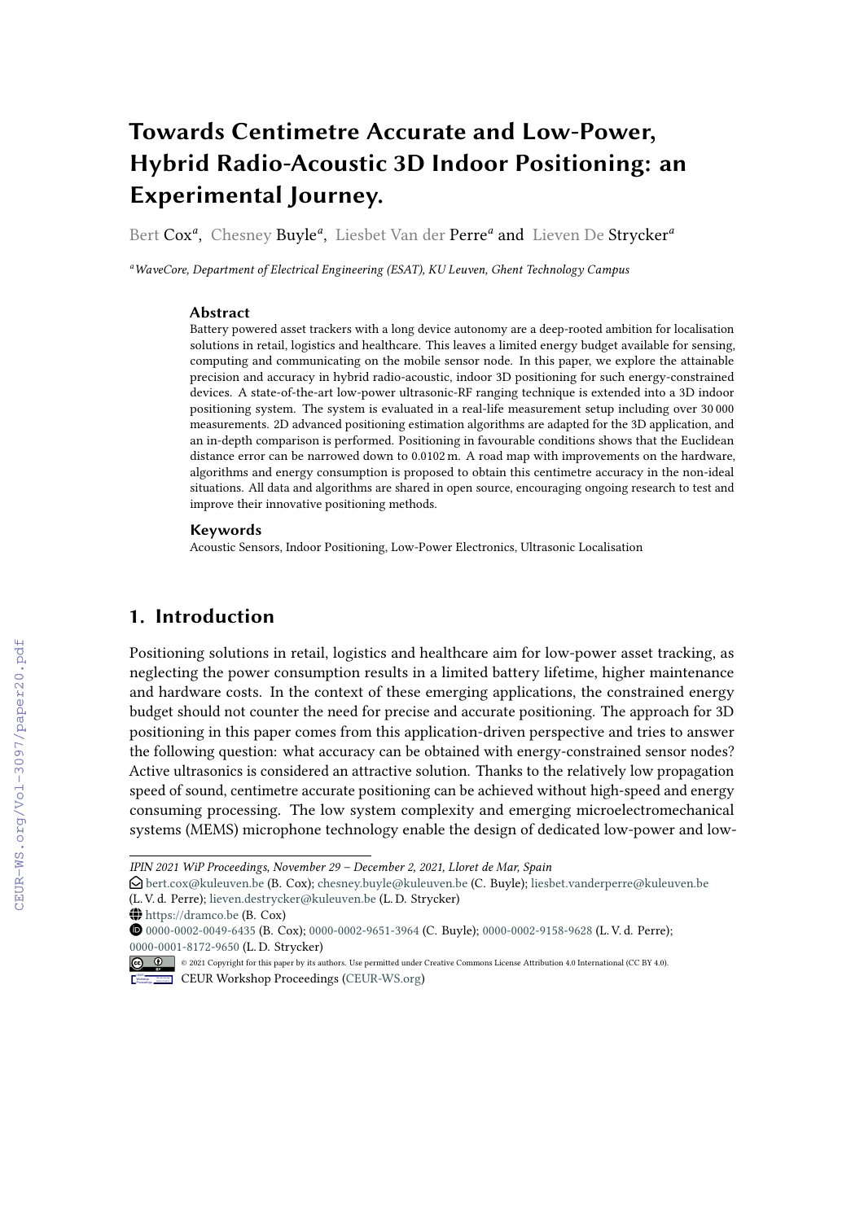# Towards Centimetre Accurate and Low-Power, Hybrid Radio-Acoustic 3D Indoor Positioning: an Experimental Journey.

Bert Cox[a], Chesney Buyle[a], Liesbet Van der Perre[a] and Lieven De Strycker[a]

[a] *WaveCore, Department of Electrical Engineering (ESAT), KU Leuven, Ghent Technology Campus*

### Abstract

Battery powered asset trackers with a long device autonomy are a deep-rooted ambition for localisation solutions in retail, logistics and healthcare. This leaves a limited energy budget available for sensing, computing and communicating on the mobile sensor node. In this paper, we explore the attainable precision and accuracy in hybrid radio-acoustic, indoor 3D positioning for such energy-constrained devices. A state-of-the-art low-power ultrasonic-RF ranging technique is extended into a 3D indoor positioning system. The system is evaluated in a real-life measurement setup including over 30 000 measurements. 2D advanced positioning estimation algorithms are adapted for the 3D application, and an in-depth comparison is performed. Positioning in favourable conditions shows that the Euclidean distance error can be narrowed down to 0.0102 m. A road map with improvements on the hardware, algorithms and energy consumption is proposed to obtain this centimetre accuracy in the non-ideal situations. All data and algorithms are shared in open source, encouraging ongoing research to test and improve their innovative positioning methods.

### Keywords

Acoustic Sensors, Indoor Positioning, Low-Power Electronics, Ultrasonic Localisation

## 1. Introduction

Positioning solutions in retail, logistics and healthcare aim for low-power asset tracking, as neglecting the power consumption results in a limited battery lifetime, higher maintenance and hardware costs. In the context of these emerging applications, the constrained energy budget should not counter the need for precise and accurate positioning. The approach for 3D positioning in this paper comes from this application-driven perspective and tries to answer the following question: what accuracy can be obtained with energy-constrained sensor nodes? Active ultrasonics is considered an attractive solution. Thanks to the relatively low propagation speed of sound, centimetre accurate positioning can be achieved without high-speed and energy consuming processing. The low system complexity and emerging microelectromechanical systems (MEMS) microphone technology enable the design of dedicated low-power and low-

---

*IPIN 2021 WiP Proceedings, November 29 – December 2, 2021, Lloret de Mar, Spain*

bert.cox@kuleuven.be (B. Cox); chesney.buyle@kuleuven.be (C. Buyle); liesbet.vanderperre@kuleuven.be (L. V. d. Perre); lieven.destrycker@kuleuven.be (L. D. Strycker)

https://dramco.be (B. Cox)

0000-0002-0049-6435 (B. Cox); 0000-0002-9651-3964 (C. Buyle); 0000-0002-9158-9628 (L. V. d. Perre); 0000-0001-8172-9650 (L. D. Strycker)

© 2021 Copyright for this paper by its authors. Use permitted under Creative Commons License Attribution 4.0 International (CC BY 4.0).

CEUR Workshop Proceedings (CEUR-WS.org)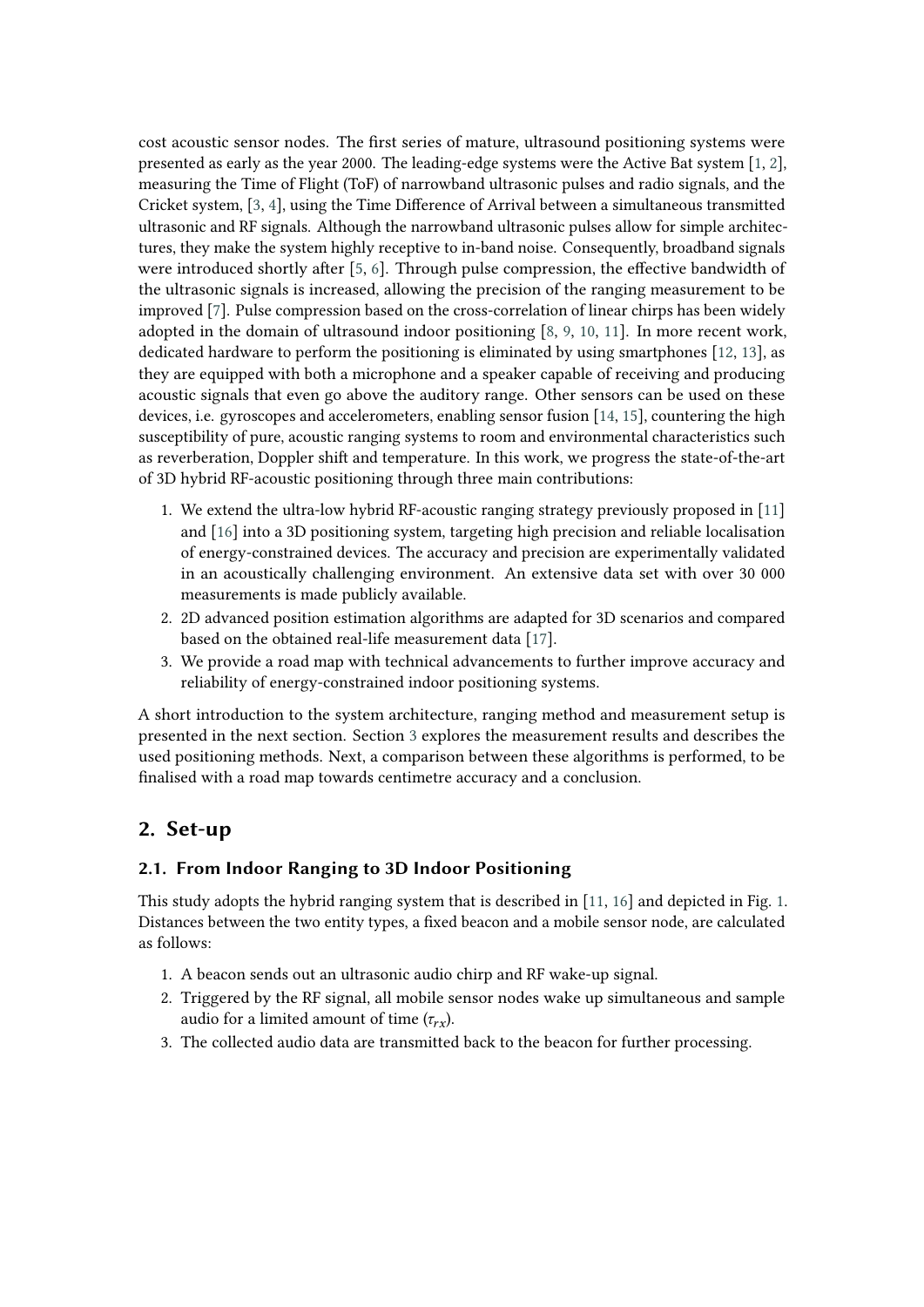cost acoustic sensor nodes. The first series of mature, ultrasound positioning systems were presented as early as the year 2000. The leading-edge systems were the Active Bat system [1, 2], measuring the Time of Flight (ToF) of narrowband ultrasonic pulses and radio signals, and the Cricket system, [3, 4], using the Time Difference of Arrival between a simultaneous transmitted ultrasonic and RF signals. Although the narrowband ultrasonic pulses allow for simple architectures, they make the system highly receptive to in-band noise. Consequently, broadband signals were introduced shortly after [5, 6]. Through pulse compression, the effective bandwidth of the ultrasonic signals is increased, allowing the precision of the ranging measurement to be improved [7]. Pulse compression based on the cross-correlation of linear chirps has been widely adopted in the domain of ultrasound indoor positioning [8, 9, 10, 11]. In more recent work, dedicated hardware to perform the positioning is eliminated by using smartphones [12, 13], as they are equipped with both a microphone and a speaker capable of receiving and producing acoustic signals that even go above the auditory range. Other sensors can be used on these devices, i.e. gyroscopes and accelerometers, enabling sensor fusion [14, 15], countering the high susceptibility of pure, acoustic ranging systems to room and environmental characteristics such as reverberation, Doppler shift and temperature. In this work, we progress the state-of-the-art of 3D hybrid RF-acoustic positioning through three main contributions:

1. We extend the ultra-low hybrid RF-acoustic ranging strategy previously proposed in [11] and [16] into a 3D positioning system, targeting high precision and reliable localisation of energy-constrained devices. The accuracy and precision are experimentally validated in an acoustically challenging environment. An extensive data set with over 30 000 measurements is made publicly available.
2. 2D advanced position estimation algorithms are adapted for 3D scenarios and compared based on the obtained real-life measurement data [17].
3. We provide a road map with technical advancements to further improve accuracy and reliability of energy-constrained indoor positioning systems.

A short introduction to the system architecture, ranging method and measurement setup is presented in the next section. Section 3 explores the measurement results and describes the used positioning methods. Next, a comparison between these algorithms is performed, to be finalised with a road map towards centimetre accuracy and a conclusion.

## 2. Set-up

### 2.1. From Indoor Ranging to 3D Indoor Positioning

This study adopts the hybrid ranging system that is described in [11, 16] and depicted in Fig. 1. Distances between the two entity types, a fixed beacon and a mobile sensor node, are calculated as follows:

1. A beacon sends out an ultrasonic audio chirp and RF wake-up signal.
2. Triggered by the RF signal, all mobile sensor nodes wake up simultaneous and sample audio for a limited amount of time ($\tau_{rx}$).
3. The collected audio data are transmitted back to the beacon for further processing.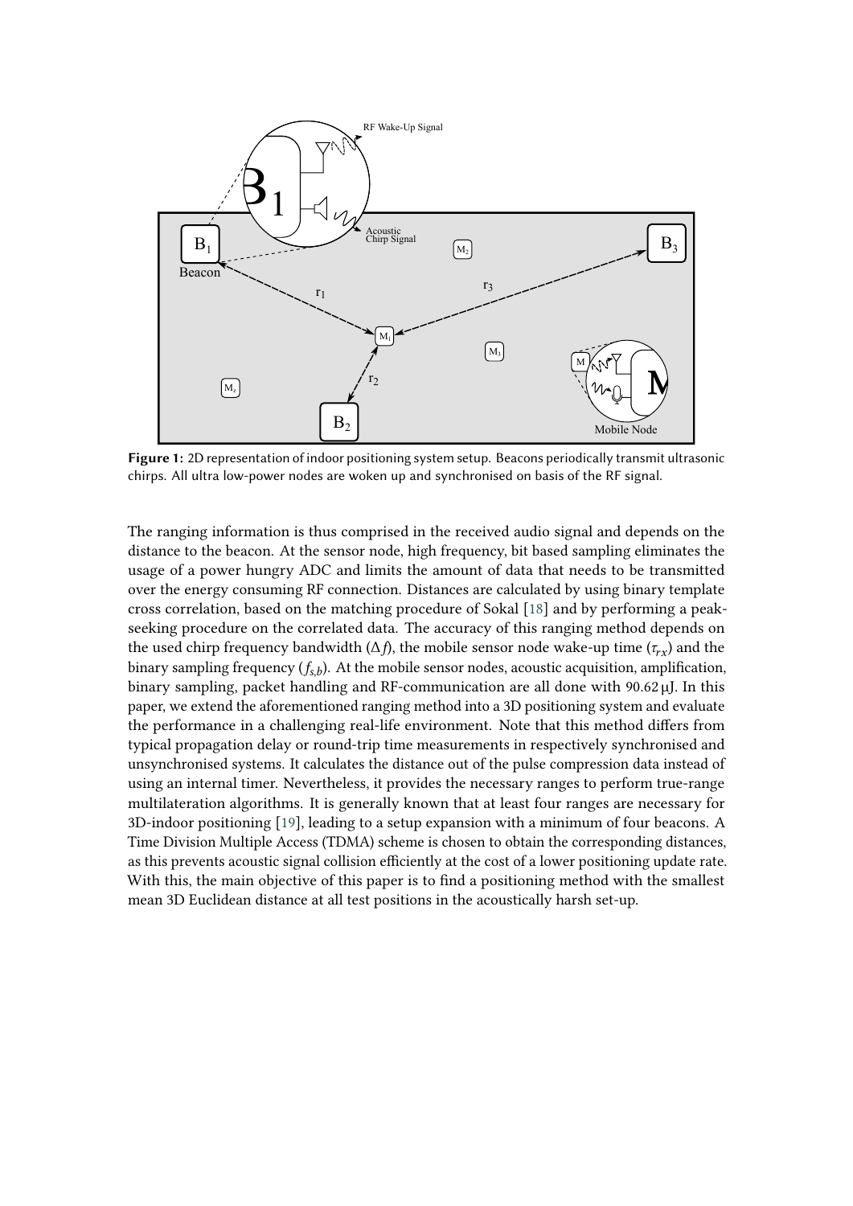**Figure 1:** 2D representation of indoor positioning system setup. Beacons periodically transmit ultrasonic chirps. All ultra low-power nodes are woken up and synchronised on basis of the RF signal.

The ranging information is thus comprised in the received audio signal and depends on the distance to the beacon. At the sensor node, high frequency, bit based sampling eliminates the usage of a power hungry ADC and limits the amount of data that needs to be transmitted over the energy consuming RF connection. Distances are calculated by using binary template cross correlation, based on the matching procedure of Sokal [18] and by performing a peak-seeking procedure on the correlated data. The accuracy of this ranging method depends on the used chirp frequency bandwidth ($\Delta f$), the mobile sensor node wake-up time ($\tau_{rx}$) and the binary sampling frequency ($f_{s,b}$). At the mobile sensor nodes, acoustic acquisition, amplification, binary sampling, packet handling and RF-communication are all done with 90.62 µJ. In this paper, we extend the aforementioned ranging method into a 3D positioning system and evaluate the performance in a challenging real-life environment. Note that this method differs from typical propagation delay or round-trip time measurements in respectively synchronised and unsynchronised systems. It calculates the distance out of the pulse compression data instead of using an internal timer. Nevertheless, it provides the necessary ranges to perform true-range multilateration algorithms. It is generally known that at least four ranges are necessary for 3D-indoor positioning [19], leading to a setup expansion with a minimum of four beacons. A Time Division Multiple Access (TDMA) scheme is chosen to obtain the corresponding distances, as this prevents acoustic signal collision efficiently at the cost of a lower positioning update rate. With this, the main objective of this paper is to find a positioning method with the smallest mean 3D Euclidean distance at all test positions in the acoustically harsh set-up.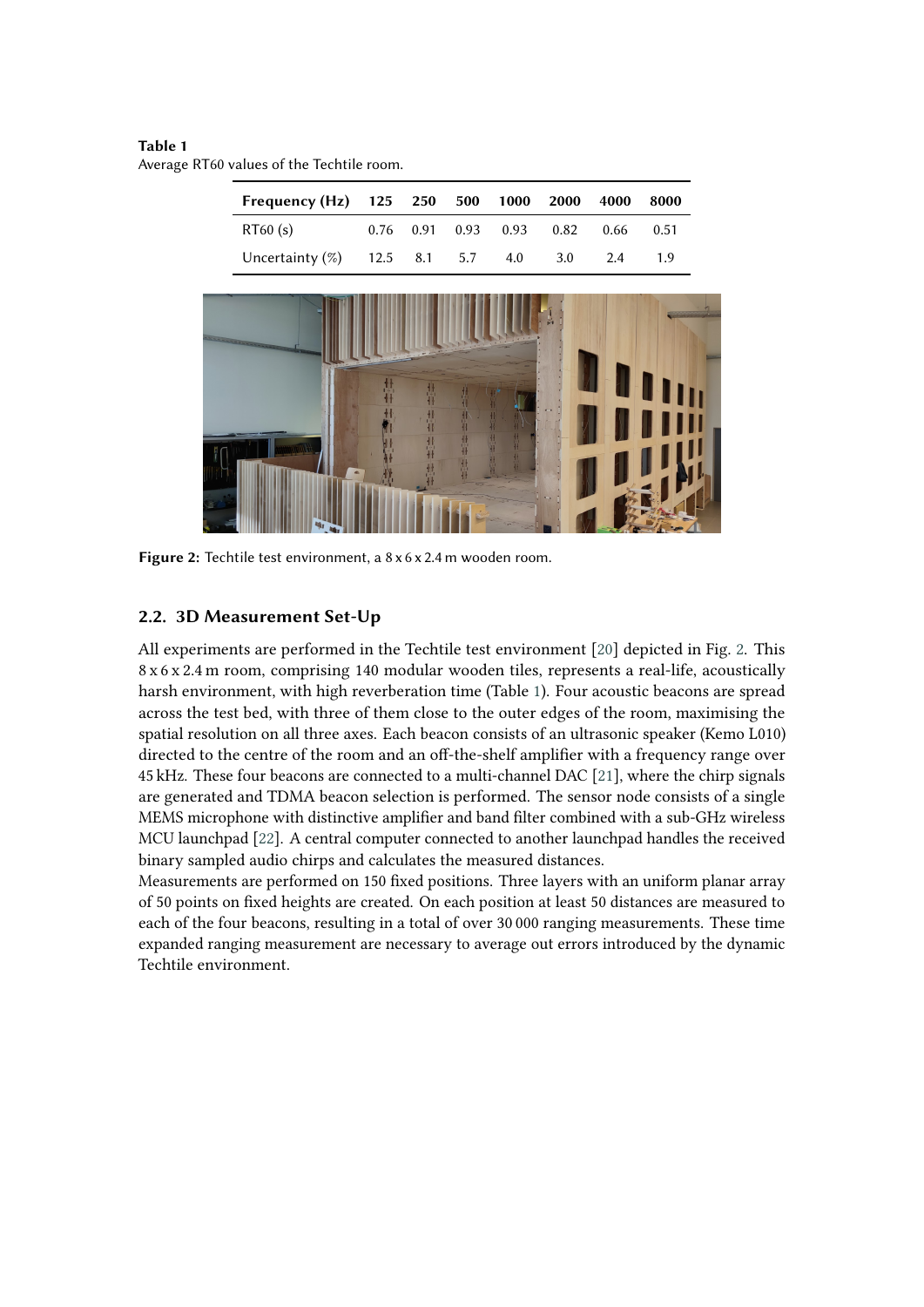**Table 1**
Average RT60 values of the Techtile room.

| Frequency (Hz) | 125 | 250 | 500 | 1000 | 2000 | 4000 | 8000 |
|---|---|---|---|---|---|---|---|
| RT60 (s) | 0.76 | 0.91 | 0.93 | 0.93 | 0.82 | 0.66 | 0.51 |
| Uncertainty (%) | 12.5 | 8.1 | 5.7 | 4.0 | 3.0 | 2.4 | 1.9 |

**Figure 2:** Techtile test environment, a 8 x 6 x 2.4 m wooden room.

## 2.2. 3D Measurement Set-Up

All experiments are performed in the Techtile test environment [20] depicted in Fig. 2. This 8 x 6 x 2.4 m room, comprising 140 modular wooden tiles, represents a real-life, acoustically harsh environment, with high reverberation time (Table 1). Four acoustic beacons are spread across the test bed, with three of them close to the outer edges of the room, maximising the spatial resolution on all three axes. Each beacon consists of an ultrasonic speaker (Kemo L010) directed to the centre of the room and an off-the-shelf amplifier with a frequency range over 45 kHz. These four beacons are connected to a multi-channel DAC [21], where the chirp signals are generated and TDMA beacon selection is performed. The sensor node consists of a single MEMS microphone with distinctive amplifier and band filter combined with a sub-GHz wireless MCU launchpad [22]. A central computer connected to another launchpad handles the received binary sampled audio chirps and calculates the measured distances.

Measurements are performed on 150 fixed positions. Three layers with an uniform planar array of 50 points on fixed heights are created. On each position at least 50 distances are measured to each of the four beacons, resulting in a total of over 30 000 ranging measurements. These time expanded ranging measurement are necessary to average out errors introduced by the dynamic Techtile environment.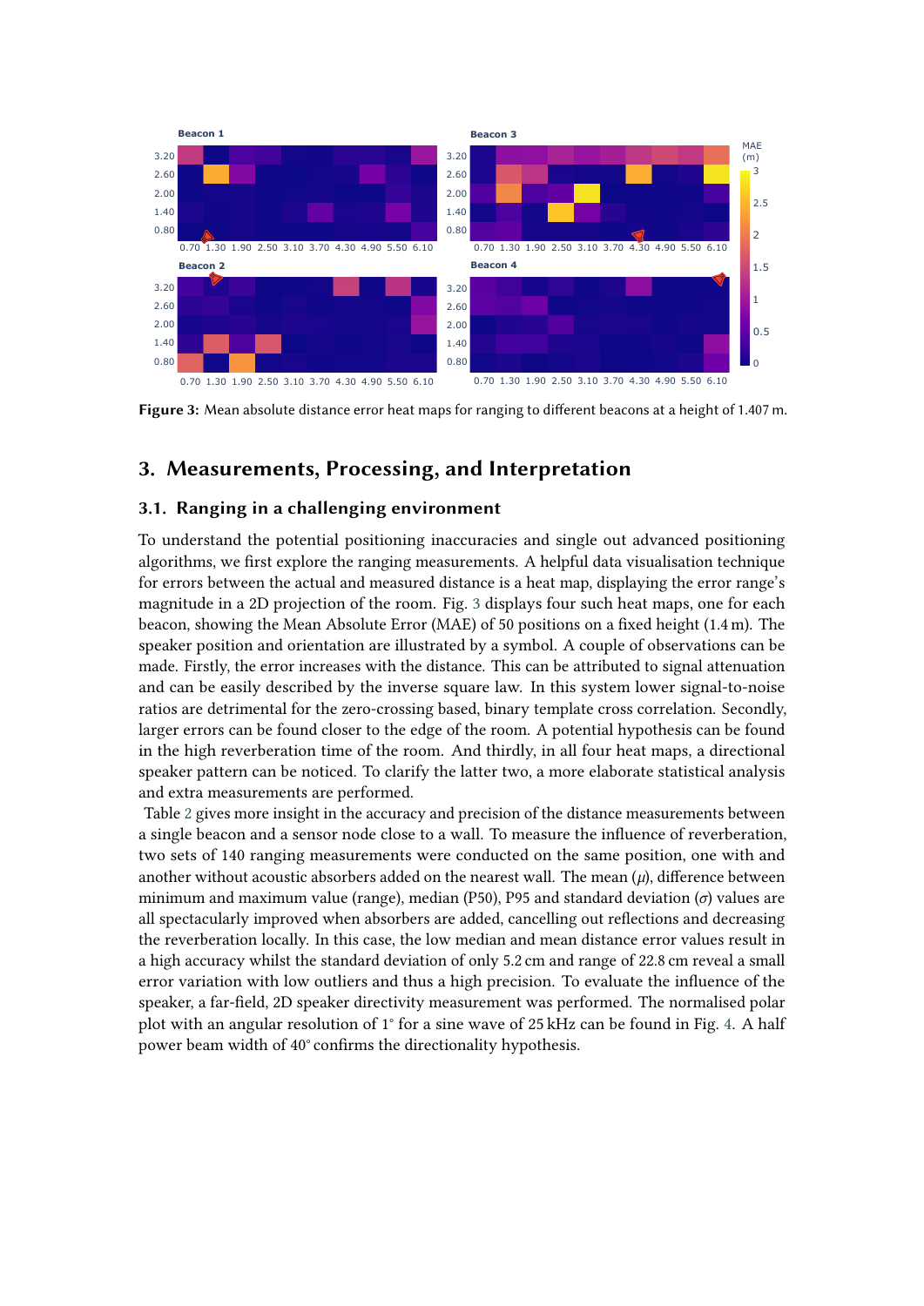Figure 3: Mean absolute distance error heat maps for ranging to different beacons at a height of 1.407 m.

## 3. Measurements, Processing, and Interpretation

### 3.1. Ranging in a challenging environment

To understand the potential positioning inaccuracies and single out advanced positioning algorithms, we first explore the ranging measurements. A helpful data visualisation technique for errors between the actual and measured distance is a heat map, displaying the error range's magnitude in a 2D projection of the room. Fig. 3 displays four such heat maps, one for each beacon, showing the Mean Absolute Error (MAE) of 50 positions on a fixed height (1.4 m). The speaker position and orientation are illustrated by a symbol. A couple of observations can be made. Firstly, the error increases with the distance. This can be attributed to signal attenuation and can be easily described by the inverse square law. In this system lower signal-to-noise ratios are detrimental for the zero-crossing based, binary template cross correlation. Secondly, larger errors can be found closer to the edge of the room. A potential hypothesis can be found in the high reverberation time of the room. And thirdly, in all four heat maps, a directional speaker pattern can be noticed. To clarify the latter two, a more elaborate statistical analysis and extra measurements are performed.

Table 2 gives more insight in the accuracy and precision of the distance measurements between a single beacon and a sensor node close to a wall. To measure the influence of reverberation, two sets of 140 ranging measurements were conducted on the same position, one with and another without acoustic absorbers added on the nearest wall. The mean ($\mu$), difference between minimum and maximum value (range), median (P50), P95 and standard deviation ($\sigma$) values are all spectacularly improved when absorbers are added, cancelling out reflections and decreasing the reverberation locally. In this case, the low median and mean distance error values result in a high accuracy whilst the standard deviation of only 5.2 cm and range of 22.8 cm reveal a small error variation with low outliers and thus a high precision. To evaluate the influence of the speaker, a far-field, 2D speaker directivity measurement was performed. The normalised polar plot with an angular resolution of 1° for a sine wave of 25 kHz can be found in Fig. 4. A half power beam width of 40° confirms the directionality hypothesis.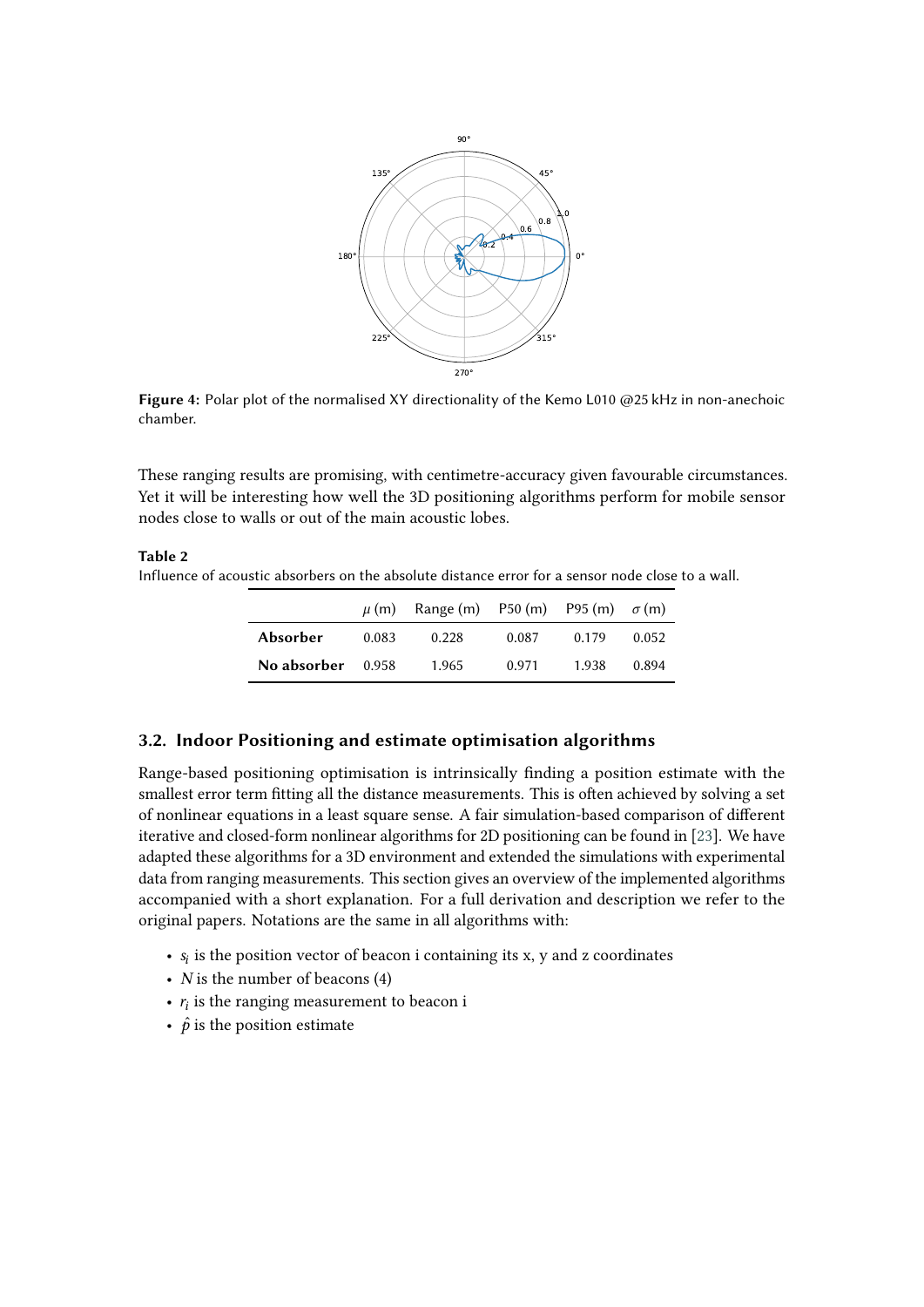**Figure 4:** Polar plot of the normalised XY directionality of the Kemo L010 @25 kHz in non-anechoic chamber.

These ranging results are promising, with centimetre-accuracy given favourable circumstances. Yet it will be interesting how well the 3D positioning algorithms perform for mobile sensor nodes close to walls or out of the main acoustic lobes.

**Table 2**

Influence of acoustic absorbers on the absolute distance error for a sensor node close to a wall.

| | $\mu$ (m) | Range (m) | P50 (m) | P95 (m) | $\sigma$ (m) |
|---|---|---|---|---|---|
| **Absorber** | 0.083 | 0.228 | 0.087 | 0.179 | 0.052 |
| **No absorber** | 0.958 | 1.965 | 0.971 | 1.938 | 0.894 |

### 3.2. Indoor Positioning and estimate optimisation algorithms

Range-based positioning optimisation is intrinsically finding a position estimate with the smallest error term fitting all the distance measurements. This is often achieved by solving a set of nonlinear equations in a least square sense. A fair simulation-based comparison of different iterative and closed-form nonlinear algorithms for 2D positioning can be found in [23]. We have adapted these algorithms for a 3D environment and extended the simulations with experimental data from ranging measurements. This section gives an overview of the implemented algorithms accompanied with a short explanation. For a full derivation and description we refer to the original papers. Notations are the same in all algorithms with:

- $s_i$ is the position vector of beacon i containing its x, y and z coordinates
- $N$ is the number of beacons (4)
- $r_i$ is the ranging measurement to beacon i
- $\hat{p}$ is the position estimate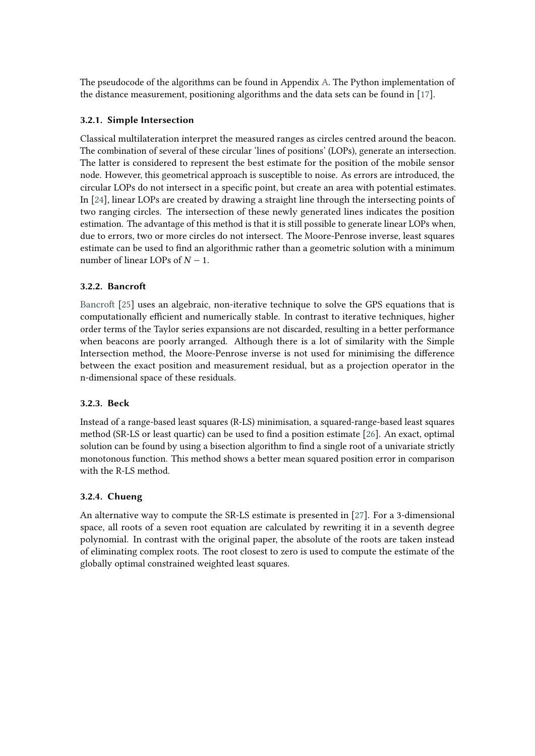The pseudocode of the algorithms can be found in Appendix A. The Python implementation of the distance measurement, positioning algorithms and the data sets can be found in [17].

### 3.2.1. Simple Intersection

Classical multilateration interpret the measured ranges as circles centred around the beacon. The combination of several of these circular 'lines of positions' (LOPs), generate an intersection. The latter is considered to represent the best estimate for the position of the mobile sensor node. However, this geometrical approach is susceptible to noise. As errors are introduced, the circular LOPs do not intersect in a specific point, but create an area with potential estimates. In [24], linear LOPs are created by drawing a straight line through the intersecting points of two ranging circles. The intersection of these newly generated lines indicates the position estimation. The advantage of this method is that it is still possible to generate linear LOPs when, due to errors, two or more circles do not intersect. The Moore-Penrose inverse, least squares estimate can be used to find an algorithmic rather than a geometric solution with a minimum number of linear LOPs of $N - 1$.

### 3.2.2. Bancroft

Bancroft [25] uses an algebraic, non-iterative technique to solve the GPS equations that is computationally efficient and numerically stable. In contrast to iterative techniques, higher order terms of the Taylor series expansions are not discarded, resulting in a better performance when beacons are poorly arranged. Although there is a lot of similarity with the Simple Intersection method, the Moore-Penrose inverse is not used for minimising the difference between the exact position and measurement residual, but as a projection operator in the n-dimensional space of these residuals.

### 3.2.3. Beck

Instead of a range-based least squares (R-LS) minimisation, a squared-range-based least squares method (SR-LS or least quartic) can be used to find a position estimate [26]. An exact, optimal solution can be found by using a bisection algorithm to find a single root of a univariate strictly monotonous function. This method shows a better mean squared position error in comparison with the R-LS method.

### 3.2.4. Chueng

An alternative way to compute the SR-LS estimate is presented in [27]. For a 3-dimensional space, all roots of a seven root equation are calculated by rewriting it in a seventh degree polynomial. In contrast with the original paper, the absolute of the roots are taken instead of eliminating complex roots. The root closest to zero is used to compute the estimate of the globally optimal constrained weighted least squares.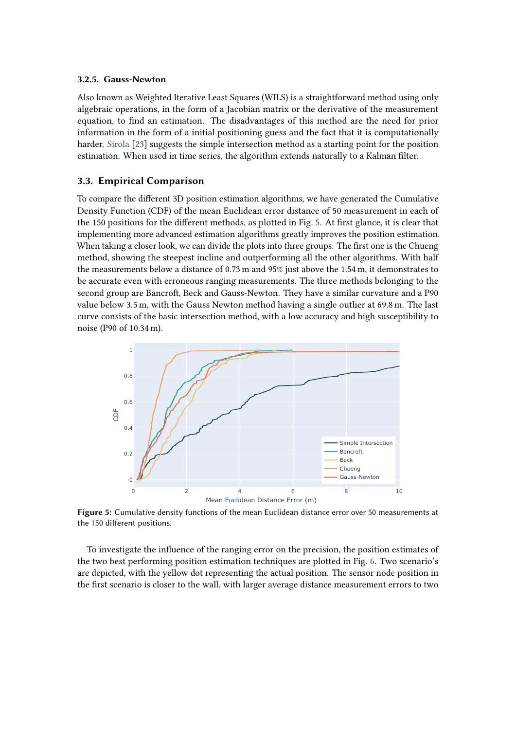#### 3.2.5. Gauss-Newton

Also known as Weighted Iterative Least Squares (WILS) is a straightforward method using only algebraic operations, in the form of a Jacobian matrix or the derivative of the measurement equation, to find an estimation. The disadvantages of this method are the need for prior information in the form of a initial positioning guess and the fact that it is computationally harder. Sirola [23] suggests the simple intersection method as a starting point for the position estimation. When used in time series, the algorithm extends naturally to a Kalman filter.

### 3.3. Empirical Comparison

To compare the different 3D position estimation algorithms, we have generated the Cumulative Density Function (CDF) of the mean Euclidean error distance of 50 measurement in each of the 150 positions for the different methods, as plotted in Fig. 5. At first glance, it is clear that implementing more advanced estimation algorithms greatly improves the position estimation. When taking a closer look, we can divide the plots into three groups. The first one is the Chueng method, showing the steepest incline and outperforming all the other algorithms. With half the measurements below a distance of 0.73 m and 95% just above the 1.54 m, it demonstrates to be accurate even with erroneous ranging measurements. The three methods belonging to the second group are Bancroft, Beck and Gauss-Newton. They have a similar curvature and a P90 value below 3.5 m, with the Gauss Newton method having a single outlier at 69.8 m. The last curve consists of the basic intersection method, with a low accuracy and high susceptibility to noise (P90 of 10.34 m).

**Figure 5:** Cumulative density functions of the mean Euclidean distance error over 50 measurements at the 150 different positions.

To investigate the influence of the ranging error on the precision, the position estimates of the two best performing position estimation techniques are plotted in Fig. 6. Two scenario's are depicted, with the yellow dot representing the actual position. The sensor node position in the first scenario is closer to the wall, with larger average distance measurement errors to two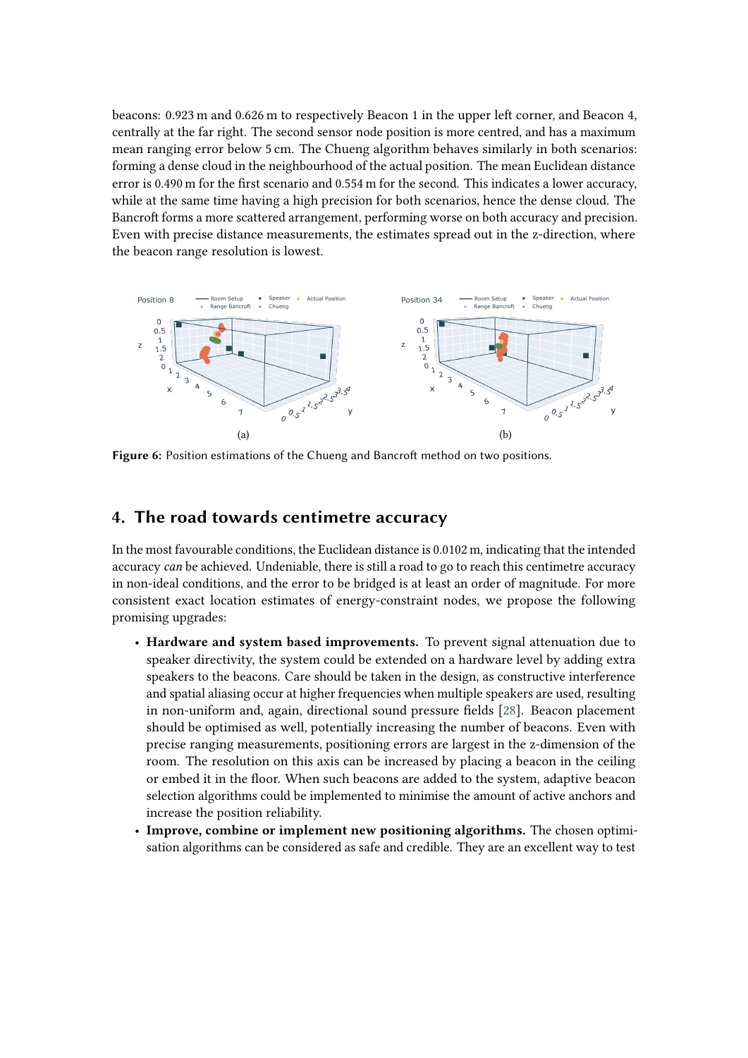beacons: 0.923 m and 0.626 m to respectively Beacon 1 in the upper left corner, and Beacon 4, centrally at the far right. The second sensor node position is more centred, and has a maximum mean ranging error below 5 cm. The Chueng algorithm behaves similarly in both scenarios: forming a dense cloud in the neighbourhood of the actual position. The mean Euclidean distance error is 0.490 m for the first scenario and 0.554 m for the second. This indicates a lower accuracy, while at the same time having a high precision for both scenarios, hence the dense cloud. The Bancroft forms a more scattered arrangement, performing worse on both accuracy and precision. Even with precise distance measurements, the estimates spread out in the z-direction, where the beacon range resolution is lowest.

**Figure 6:** Position estimations of the Chueng and Bancroft method on two positions.

## 4. The road towards centimetre accuracy

In the most favourable conditions, the Euclidean distance is 0.0102 m, indicating that the intended accuracy *can* be achieved. Undeniable, there is still a road to go to reach this centimetre accuracy in non-ideal conditions, and the error to be bridged is at least an order of magnitude. For more consistent exact location estimates of energy-constraint nodes, we propose the following promising upgrades:

- **Hardware and system based improvements.** To prevent signal attenuation due to speaker directivity, the system could be extended on a hardware level by adding extra speakers to the beacons. Care should be taken in the design, as constructive interference and spatial aliasing occur at higher frequencies when multiple speakers are used, resulting in non-uniform and, again, directional sound pressure fields [28]. Beacon placement should be optimised as well, potentially increasing the number of beacons. Even with precise ranging measurements, positioning errors are largest in the z-dimension of the room. The resolution on this axis can be increased by placing a beacon in the ceiling or embed it in the floor. When such beacons are added to the system, adaptive beacon selection algorithms could be implemented to minimise the amount of active anchors and increase the position reliability.
- **Improve, combine or implement new positioning algorithms.** The chosen optimisation algorithms can be considered as safe and credible. They are an excellent way to test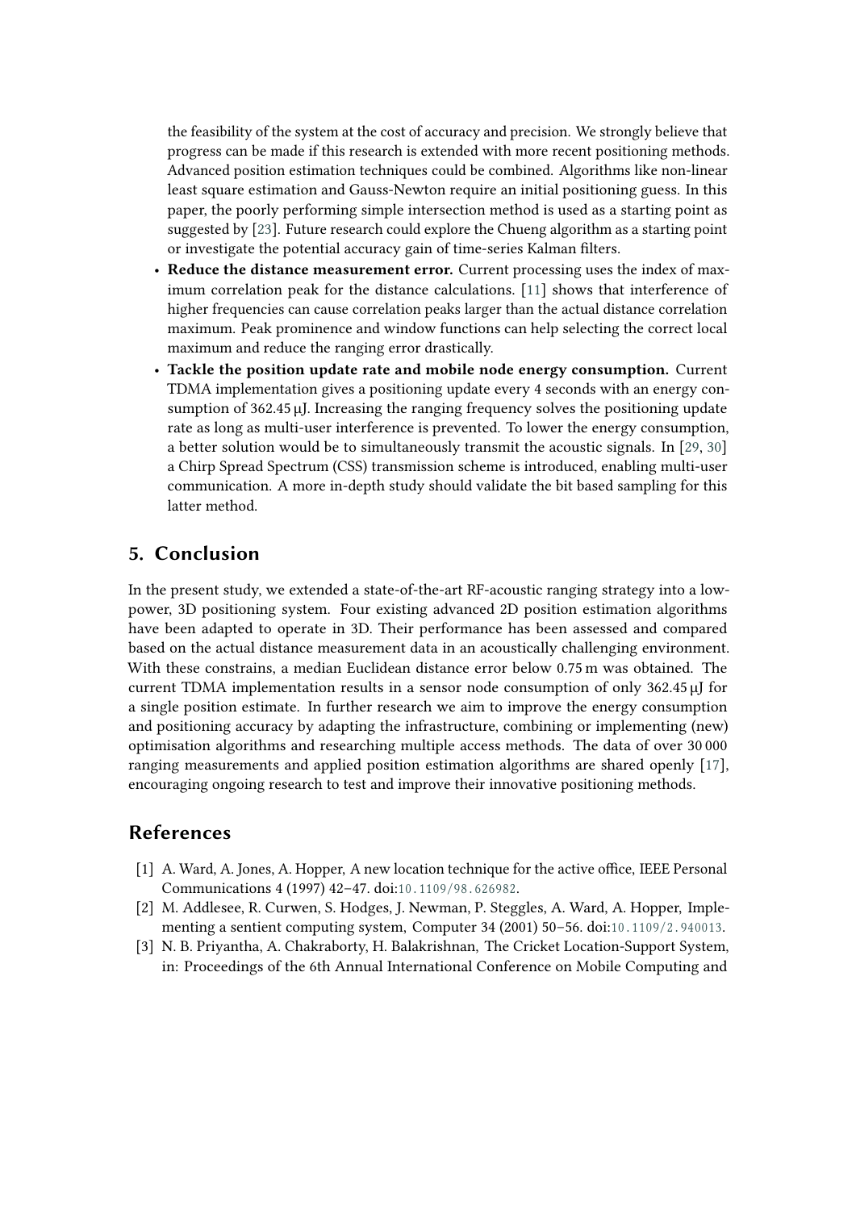the feasibility of the system at the cost of accuracy and precision. We strongly believe that progress can be made if this research is extended with more recent positioning methods. Advanced position estimation techniques could be combined. Algorithms like non-linear least square estimation and Gauss-Newton require an initial positioning guess. In this paper, the poorly performing simple intersection method is used as a starting point as suggested by [23]. Future research could explore the Chueng algorithm as a starting point or investigate the potential accuracy gain of time-series Kalman filters.

- **Reduce the distance measurement error.** Current processing uses the index of maximum correlation peak for the distance calculations. [11] shows that interference of higher frequencies can cause correlation peaks larger than the actual distance correlation maximum. Peak prominence and window functions can help selecting the correct local maximum and reduce the ranging error drastically.
- **Tackle the position update rate and mobile node energy consumption.** Current TDMA implementation gives a positioning update every 4 seconds with an energy consumption of 362.45 µJ. Increasing the ranging frequency solves the positioning update rate as long as multi-user interference is prevented. To lower the energy consumption, a better solution would be to simultaneously transmit the acoustic signals. In [29, 30] a Chirp Spread Spectrum (CSS) transmission scheme is introduced, enabling multi-user communication. A more in-depth study should validate the bit based sampling for this latter method.

## 5. Conclusion

In the present study, we extended a state-of-the-art RF-acoustic ranging strategy into a low-power, 3D positioning system. Four existing advanced 2D position estimation algorithms have been adapted to operate in 3D. Their performance has been assessed and compared based on the actual distance measurement data in an acoustically challenging environment. With these constrains, a median Euclidean distance error below 0.75 m was obtained. The current TDMA implementation results in a sensor node consumption of only 362.45 µJ for a single position estimate. In further research we aim to improve the energy consumption and positioning accuracy by adapting the infrastructure, combining or implementing (new) optimisation algorithms and researching multiple access methods. The data of over 30 000 ranging measurements and applied position estimation algorithms are shared openly [17], encouraging ongoing research to test and improve their innovative positioning methods.

## References

[1] A. Ward, A. Jones, A. Hopper, A new location technique for the active office, IEEE Personal Communications 4 (1997) 42–47. doi:10.1109/98.626982.

[2] M. Addlesee, R. Curwen, S. Hodges, J. Newman, P. Steggles, A. Ward, A. Hopper, Implementing a sentient computing system, Computer 34 (2001) 50–56. doi:10.1109/2.940013.

[3] N. B. Priyantha, A. Chakraborty, H. Balakrishnan, The Cricket Location-Support System, in: Proceedings of the 6th Annual International Conference on Mobile Computing and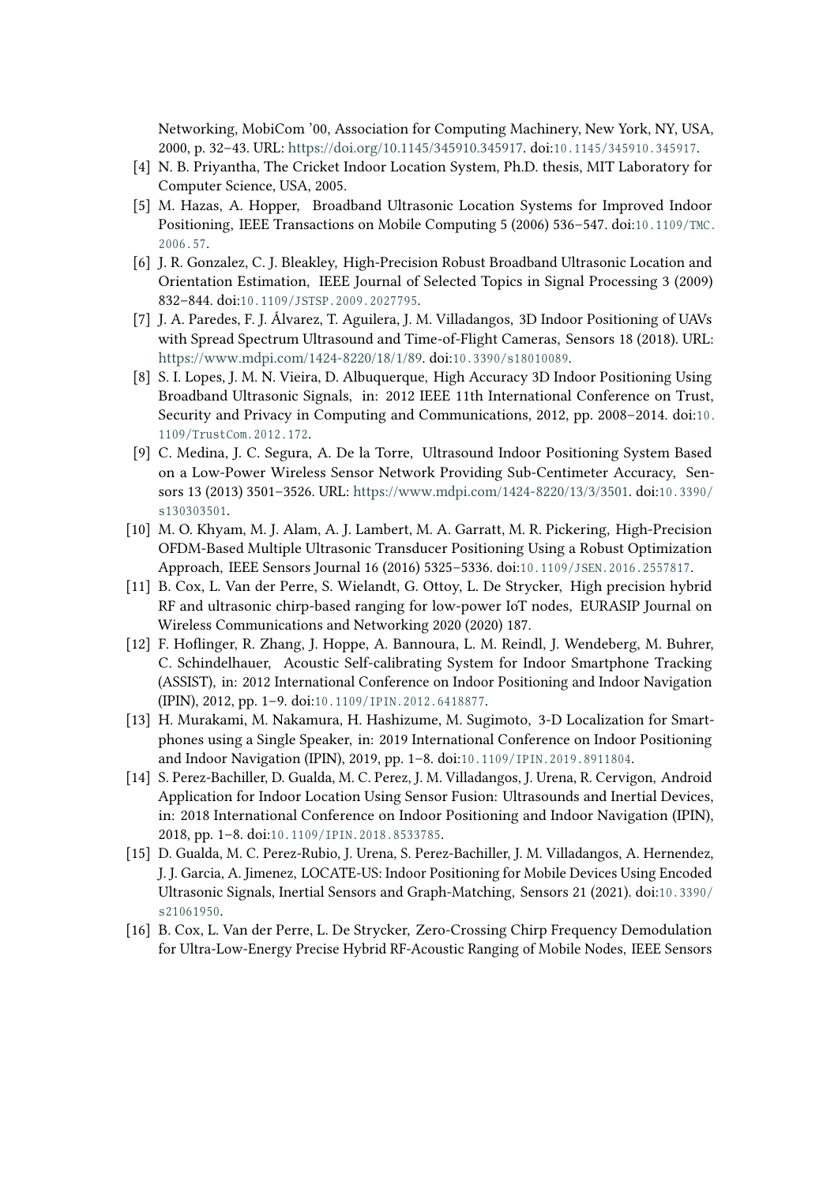Networking, MobiCom '00, Association for Computing Machinery, New York, NY, USA, 2000, p. 32–43. URL: https://doi.org/10.1145/345910.345917. doi:10.1145/345910.345917.

[4] N. B. Priyantha, The Cricket Indoor Location System, Ph.D. thesis, MIT Laboratory for Computer Science, USA, 2005.

[5] M. Hazas, A. Hopper, Broadband Ultrasonic Location Systems for Improved Indoor Positioning, IEEE Transactions on Mobile Computing 5 (2006) 536–547. doi:10.1109/TMC.2006.57.

[6] J. R. Gonzalez, C. J. Bleakley, High-Precision Robust Broadband Ultrasonic Location and Orientation Estimation, IEEE Journal of Selected Topics in Signal Processing 3 (2009) 832–844. doi:10.1109/JSTSP.2009.2027795.

[7] J. A. Paredes, F. J. Álvarez, T. Aguilera, J. M. Villadangos, 3D Indoor Positioning of UAVs with Spread Spectrum Ultrasound and Time-of-Flight Cameras, Sensors 18 (2018). URL: https://www.mdpi.com/1424-8220/18/1/89. doi:10.3390/s18010089.

[8] S. I. Lopes, J. M. N. Vieira, D. Albuquerque, High Accuracy 3D Indoor Positioning Using Broadband Ultrasonic Signals, in: 2012 IEEE 11th International Conference on Trust, Security and Privacy in Computing and Communications, 2012, pp. 2008–2014. doi:10.1109/TrustCom.2012.172.

[9] C. Medina, J. C. Segura, A. De la Torre, Ultrasound Indoor Positioning System Based on a Low-Power Wireless Sensor Network Providing Sub-Centimeter Accuracy, Sensors 13 (2013) 3501–3526. URL: https://www.mdpi.com/1424-8220/13/3/3501. doi:10.3390/s130303501.

[10] M. O. Khyam, M. J. Alam, A. J. Lambert, M. A. Garratt, M. R. Pickering, High-Precision OFDM-Based Multiple Ultrasonic Transducer Positioning Using a Robust Optimization Approach, IEEE Sensors Journal 16 (2016) 5325–5336. doi:10.1109/JSEN.2016.2557817.

[11] B. Cox, L. Van der Perre, S. Wielandt, G. Ottoy, L. De Strycker, High precision hybrid RF and ultrasonic chirp-based ranging for low-power IoT nodes, EURASIP Journal on Wireless Communications and Networking 2020 (2020) 187.

[12] F. Hoflinger, R. Zhang, J. Hoppe, A. Bannoura, L. M. Reindl, J. Wendeberg, M. Buhrer, C. Schindelhauer, Acoustic Self-calibrating System for Indoor Smartphone Tracking (ASSIST), in: 2012 International Conference on Indoor Positioning and Indoor Navigation (IPIN), 2012, pp. 1–9. doi:10.1109/IPIN.2012.6418877.

[13] H. Murakami, M. Nakamura, H. Hashizume, M. Sugimoto, 3-D Localization for Smartphones using a Single Speaker, in: 2019 International Conference on Indoor Positioning and Indoor Navigation (IPIN), 2019, pp. 1–8. doi:10.1109/IPIN.2019.8911804.

[14] S. Perez-Bachiller, D. Gualda, M. C. Perez, J. M. Villadangos, J. Urena, R. Cervigon, Android Application for Indoor Location Using Sensor Fusion: Ultrasounds and Inertial Devices, in: 2018 International Conference on Indoor Positioning and Indoor Navigation (IPIN), 2018, pp. 1–8. doi:10.1109/IPIN.2018.8533785.

[15] D. Gualda, M. C. Perez-Rubio, J. Urena, S. Perez-Bachiller, J. M. Villadangos, A. Hernendez, J. J. Garcia, A. Jimenez, LOCATE-US: Indoor Positioning for Mobile Devices Using Encoded Ultrasonic Signals, Inertial Sensors and Graph-Matching, Sensors 21 (2021). doi:10.3390/s21061950.

[16] B. Cox, L. Van der Perre, L. De Strycker, Zero-Crossing Chirp Frequency Demodulation for Ultra-Low-Energy Precise Hybrid RF-Acoustic Ranging of Mobile Nodes, IEEE Sensors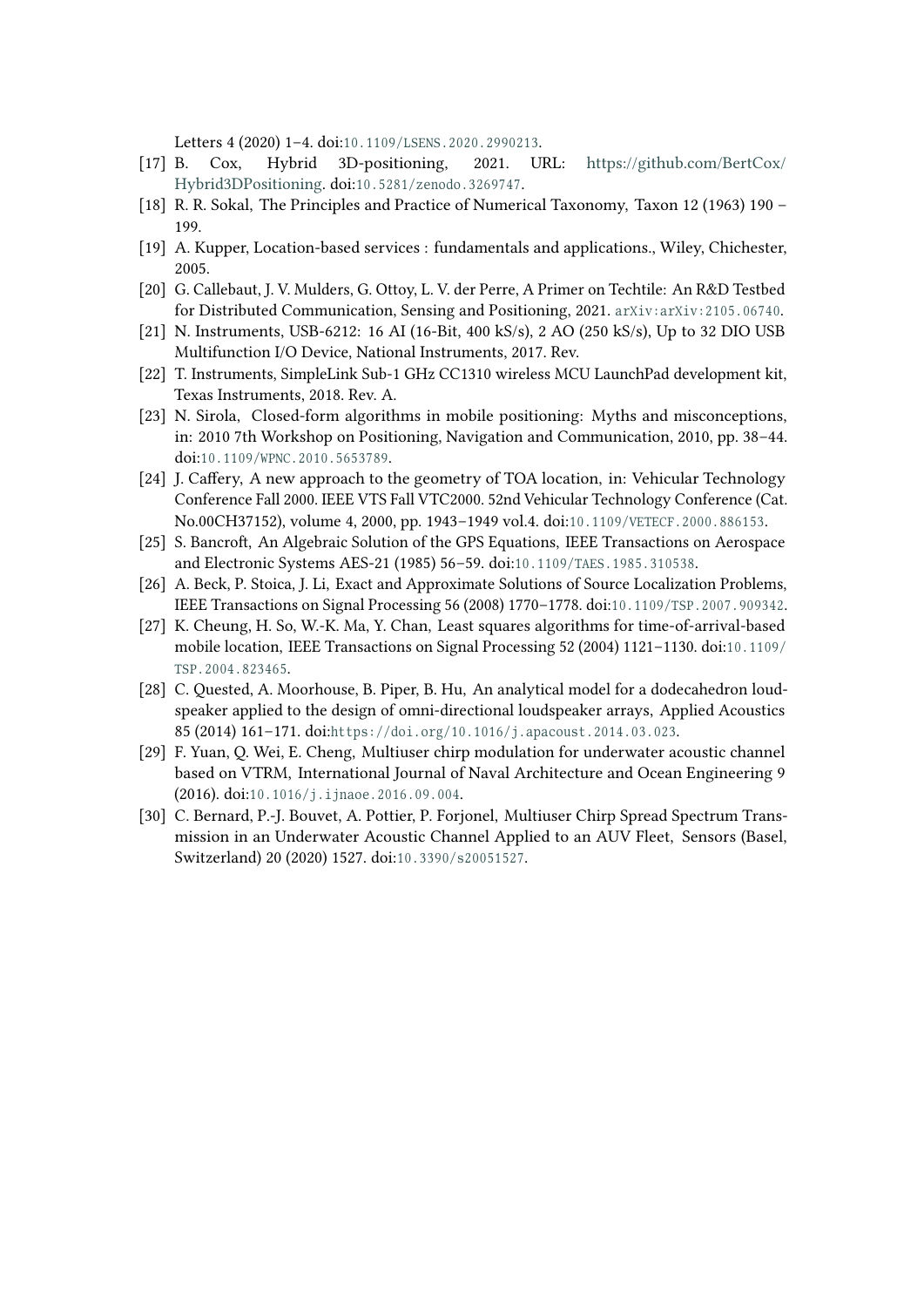Letters 4 (2020) 1–4. doi:10.1109/LSENS.2020.2990213.

[17] B. Cox, Hybrid 3D-positioning, 2021. URL: https://github.com/BertCox/Hybrid3DPositioning. doi:10.5281/zenodo.3269747.

[18] R. R. Sokal, The Principles and Practice of Numerical Taxonomy, Taxon 12 (1963) 190 – 199.

[19] A. Kupper, Location-based services : fundamentals and applications., Wiley, Chichester, 2005.

[20] G. Callebaut, J. V. Mulders, G. Ottoy, L. V. der Perre, A Primer on Techtile: An R&D Testbed for Distributed Communication, Sensing and Positioning, 2021. arXiv:arXiv:2105.06740.

[21] N. Instruments, USB-6212: 16 AI (16-Bit, 400 kS/s), 2 AO (250 kS/s), Up to 32 DIO USB Multifunction I/O Device, National Instruments, 2017. Rev.

[22] T. Instruments, SimpleLink Sub-1 GHz CC1310 wireless MCU LaunchPad development kit, Texas Instruments, 2018. Rev. A.

[23] N. Sirola, Closed-form algorithms in mobile positioning: Myths and misconceptions, in: 2010 7th Workshop on Positioning, Navigation and Communication, 2010, pp. 38–44. doi:10.1109/WPNC.2010.5653789.

[24] J. Caffery, A new approach to the geometry of TOA location, in: Vehicular Technology Conference Fall 2000. IEEE VTS Fall VTC2000. 52nd Vehicular Technology Conference (Cat. No.00CH37152), volume 4, 2000, pp. 1943–1949 vol.4. doi:10.1109/VETECF.2000.886153.

[25] S. Bancroft, An Algebraic Solution of the GPS Equations, IEEE Transactions on Aerospace and Electronic Systems AES-21 (1985) 56–59. doi:10.1109/TAES.1985.310538.

[26] A. Beck, P. Stoica, J. Li, Exact and Approximate Solutions of Source Localization Problems, IEEE Transactions on Signal Processing 56 (2008) 1770–1778. doi:10.1109/TSP.2007.909342.

[27] K. Cheung, H. So, W.-K. Ma, Y. Chan, Least squares algorithms for time-of-arrival-based mobile location, IEEE Transactions on Signal Processing 52 (2004) 1121–1130. doi:10.1109/TSP.2004.823465.

[28] C. Quested, A. Moorhouse, B. Piper, B. Hu, An analytical model for a dodecahedron loudspeaker applied to the design of omni-directional loudspeaker arrays, Applied Acoustics 85 (2014) 161–171. doi:https://doi.org/10.1016/j.apacoust.2014.03.023.

[29] F. Yuan, Q. Wei, E. Cheng, Multiuser chirp modulation for underwater acoustic channel based on VTRM, International Journal of Naval Architecture and Ocean Engineering 9 (2016). doi:10.1016/j.ijnaoe.2016.09.004.

[30] C. Bernard, P.-J. Bouvet, A. Pottier, P. Forjonel, Multiuser Chirp Spread Spectrum Transmission in an Underwater Acoustic Channel Applied to an AUV Fleet, Sensors (Basel, Switzerland) 20 (2020) 1527. doi:10.3390/s20051527.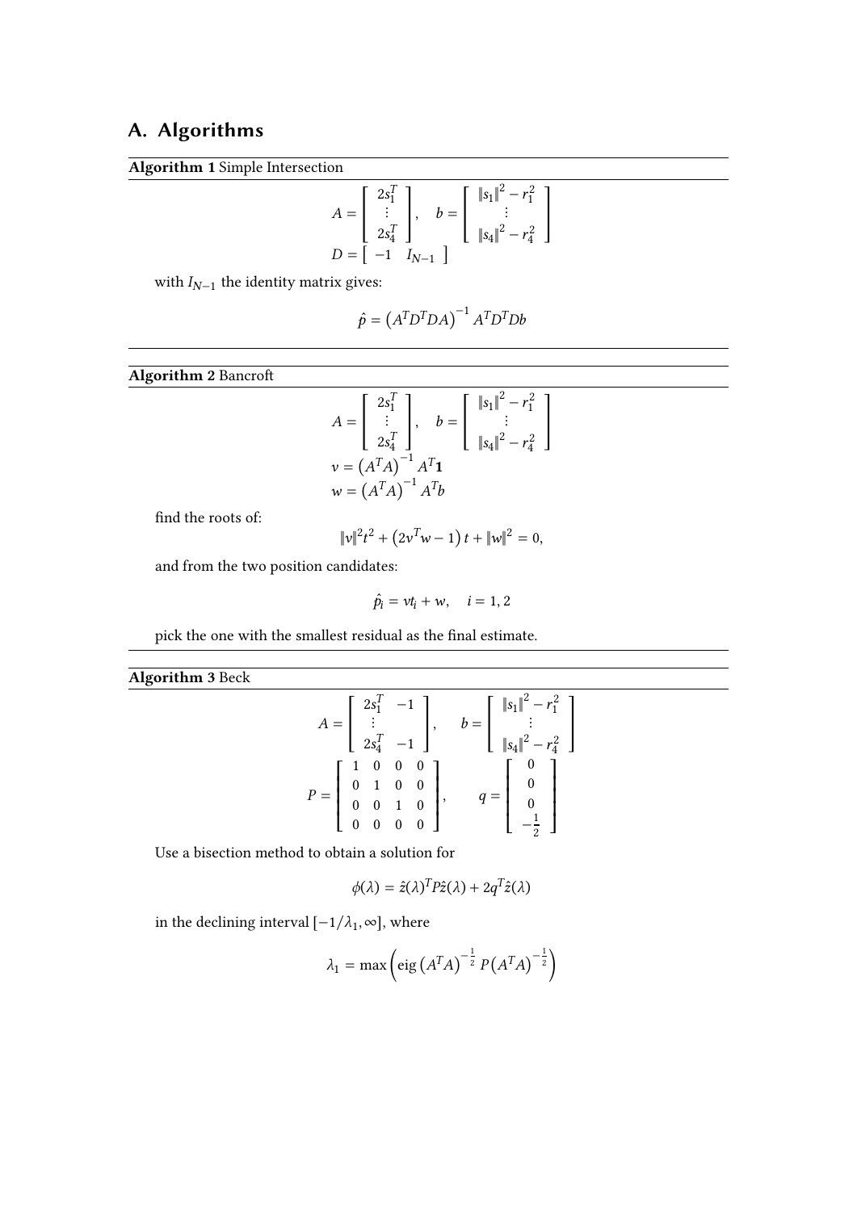## A. Algorithms

**Algorithm 1** Simple Intersection

$$A = \begin{bmatrix} 2s_1^T \\ \vdots \\ 2s_4^T \end{bmatrix}, \quad b = \begin{bmatrix} \|s_1\|^2 - r_1^2 \\ \vdots \\ \|s_4\|^2 - r_4^2 \end{bmatrix}$$

$$D = \begin{bmatrix} -1 & I_{N-1} \end{bmatrix}$$

with $I_{N-1}$ the identity matrix gives:

$$\hat{p} = \left(A^T D^T D A\right)^{-1} A^T D^T D b$$

---

**Algorithm 2** Bancroft

$$A = \begin{bmatrix} 2s_1^T \\ \vdots \\ 2s_4^T \end{bmatrix}, \quad b = \begin{bmatrix} \|s_1\|^2 - r_1^2 \\ \vdots \\ \|s_4\|^2 - r_4^2 \end{bmatrix}$$

$$v = \left(A^T A\right)^{-1} A^T \mathbf{1}$$

$$w = \left(A^T A\right)^{-1} A^T b$$

find the roots of:

$$\|v\|^2 t^2 + \left(2v^T w - 1\right) t + \|w\|^2 = 0,$$

and from the two position candidates:

$$\hat{p}_i = v t_i + w, \quad i = 1, 2$$

pick the one with the smallest residual as the final estimate.

---

**Algorithm 3** Beck

$$A = \begin{bmatrix} 2s_1^T & -1 \\ \vdots & \\ 2s_4^T & -1 \end{bmatrix}, \quad b = \begin{bmatrix} \|s_1\|^2 - r_1^2 \\ \vdots \\ \|s_4\|^2 - r_4^2 \end{bmatrix}$$

$$P = \begin{bmatrix} 1 & 0 & 0 & 0 \\ 0 & 1 & 0 & 0 \\ 0 & 0 & 1 & 0 \\ 0 & 0 & 0 & 0 \end{bmatrix}, \quad q = \begin{bmatrix} 0 \\ 0 \\ 0 \\ -\frac{1}{2} \end{bmatrix}$$

Use a bisection method to obtain a solution for

$$\phi(\lambda) = \hat{z}(\lambda)^T P \hat{z}(\lambda) + 2q^T \hat{z}(\lambda)$$

in the declining interval $[-1/\lambda_1, \infty]$, where

$$\lambda_1 = \max\left(\text{eig}\left(A^T A\right)^{-\frac{1}{2}} P \left(A^T A\right)^{-\frac{1}{2}}\right)$$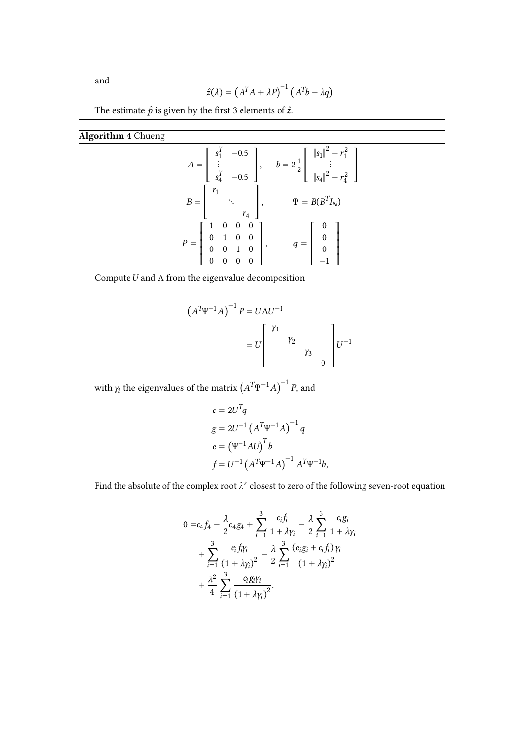and

$$\hat{z}(\lambda) = \left(A^T A + \lambda P\right)^{-1} \left(A^T b - \lambda q\right)$$

The estimate $\hat{p}$ is given by the first 3 elements of $\hat{z}$.

---

**Algorithm 4** Chueng

---

$$A = \begin{bmatrix} s_1^T & -0.5 \\ \vdots & \\ s_4^T & -0.5 \end{bmatrix}, \quad b = 2\frac{1}{2} \begin{bmatrix} \|s_1\|^2 - r_1^2 \\ \vdots \\ \|s_4\|^2 - r_4^2 \end{bmatrix}$$

$$B = \begin{bmatrix} r_1 & & \\ & \ddots & \\ & & r_4 \end{bmatrix}, \quad \Psi = B(B^T I_N)$$

$$P = \begin{bmatrix} 1 & 0 & 0 & 0 \\ 0 & 1 & 0 & 0 \\ 0 & 0 & 1 & 0 \\ 0 & 0 & 0 & 0 \end{bmatrix}, \quad q = \begin{bmatrix} 0 \\ 0 \\ 0 \\ -1 \end{bmatrix}$$

Compute $U$ and $\Lambda$ from the eigenvalue decomposition

$$\begin{aligned} \left(A^T \Psi^{-1} A\right)^{-1} P &= U \Lambda U^{-1} \\ &= U \begin{bmatrix} \gamma_1 & & & \\ & \gamma_2 & & \\ & & \gamma_3 & \\ & & & 0 \end{bmatrix} U^{-1} \end{aligned}$$

with $\gamma_i$ the eigenvalues of the matrix $\left(A^T \Psi^{-1} A\right)^{-1} P$, and

$$\begin{aligned} c &= 2U^T q \\ g &= 2U^{-1} \left(A^T \Psi^{-1} A\right)^{-1} q \\ e &= \left(\Psi^{-1} A U\right)^T b \\ f &= U^{-1} \left(A^T \Psi^{-1} A\right)^{-1} A^T \Psi^{-1} b, \end{aligned}$$

Find the absolute of the complex root $\lambda^*$ closest to zero of the following seven-root equation

$$\begin{aligned} 0 =& c_4 f_4 - \frac{\lambda}{2} c_4 g_4 + \sum_{i=1}^{3} \frac{c_i f_i}{1 + \lambda \gamma_i} - \frac{\lambda}{2} \sum_{i=1}^{3} \frac{c_i g_i}{1 + \lambda \gamma_i} \\ &+ \sum_{i=1}^{3} \frac{e_i f_i \gamma_i}{\left(1 + \lambda \gamma_i\right)^2} - \frac{\lambda}{2} \sum_{i=1}^{3} \frac{\left(e_i g_i + c_i f_i\right) \gamma_i}{\left(1 + \lambda \gamma_i\right)^2} \\ &+ \frac{\lambda^2}{4} \sum_{i=1}^{3} \frac{c_i g_i \gamma_i}{\left(1 + \lambda \gamma_i\right)^2}. \end{aligned}$$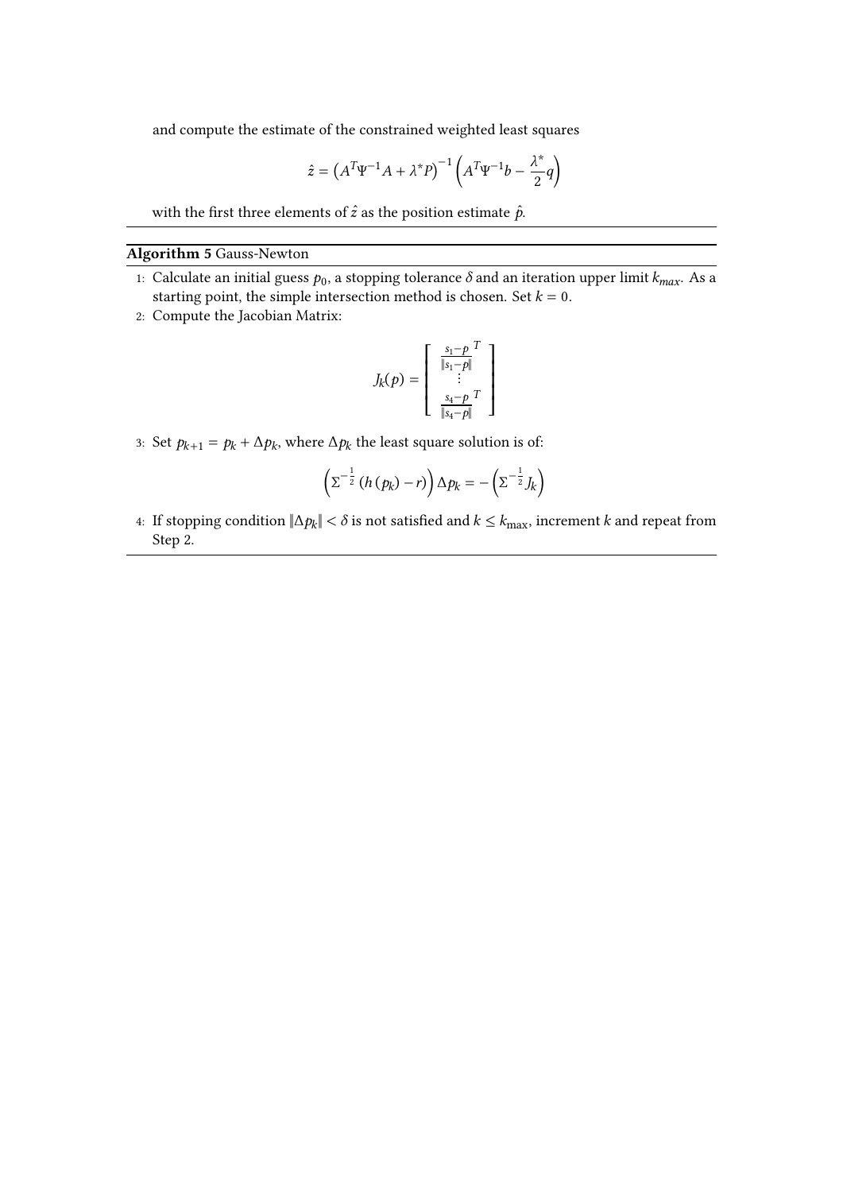and compute the estimate of the constrained weighted least squares

$$\hat{z} = \left(A^T \Psi^{-1} A + \lambda^* P\right)^{-1} \left(A^T \Psi^{-1} b - \frac{\lambda^*}{2} q\right)$$

with the first three elements of $\hat{z}$ as the position estimate $\hat{p}$.

---

**Algorithm 5** Gauss-Newton

1: Calculate an initial guess $p_0$, a stopping tolerance $\delta$ and an iteration upper limit $k_{max}$. As a starting point, the simple intersection method is chosen. Set $k = 0$.

2: Compute the Jacobian Matrix:

$$J_k(p) = \begin{bmatrix} \frac{s_1 - p}{\|s_1 - p\|}^T \\ \vdots \\ \frac{s_4 - p}{\|s_4 - p\|}^T \end{bmatrix}$$

3: Set $p_{k+1} = p_k + \Delta p_k$, where $\Delta p_k$ the least square solution is of:

$$\left(\Sigma^{-\frac{1}{2}} \left(h\left(p_k\right) - r\right)\right) \Delta p_k = -\left(\Sigma^{-\frac{1}{2}} J_k\right)$$

4: If stopping condition $\|\Delta p_k\| < \delta$ is not satisfied and $k \leq k_{\max}$, increment $k$ and repeat from Step 2.